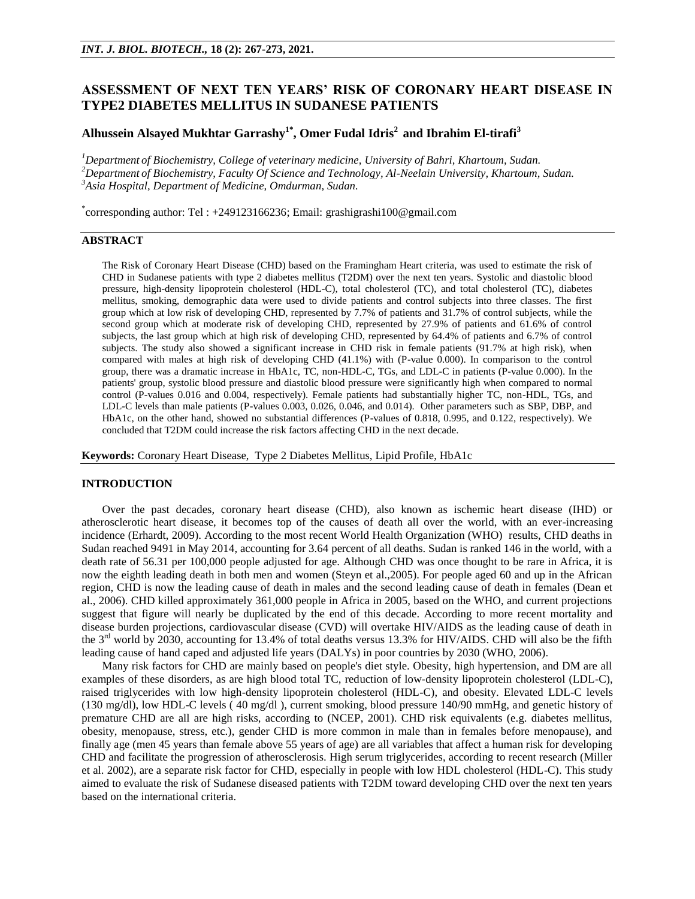# ASSESSMENT OF NEXT TEN YEARS' RISK OF CORONARY HEART DISEASE IN TYPE2 DIABETES MELLITUS IN SUDANESE PATIENTS

**Alhussein Alsayed Mukhtar Garrashy[1*], Omer Fudal Idris[2] and Ibrahim El-tirafi[3]**

[1]*Department of Biochemistry, College of veterinary medicine, University of Bahri, Khartoum, Sudan.*
[2]*Department of Biochemistry, Faculty Of Science and Technology, Al-Neelain University, Khartoum, Sudan.*
[3]*Asia Hospital, Department of Medicine, Omdurman, Sudan.*

[*]corresponding author: Tel : +249123166236; Email: grashigrashi100@gmail.com

## ABSTRACT

The Risk of Coronary Heart Disease (CHD) based on the Framingham Heart criteria, was used to estimate the risk of CHD in Sudanese patients with type 2 diabetes mellitus (T2DM) over the next ten years. Systolic and diastolic blood pressure, high-density lipoprotein cholesterol (HDL-C), total cholesterol (TC), and total cholesterol (TC), diabetes mellitus, smoking, demographic data were used to divide patients and control subjects into three classes. The first group which at low risk of developing CHD, represented by 7.7% of patients and 31.7% of control subjects, while the second group which at moderate risk of developing CHD, represented by 27.9% of patients and 61.6% of control subjects, the last group which at high risk of developing CHD, represented by 64.4% of patients and 6.7% of control subjects. The study also showed a significant increase in CHD risk in female patients (91.7% at high risk), when compared with males at high risk of developing CHD (41.1%) with (P-value 0.000). In comparison to the control group, there was a dramatic increase in HbA1c, TC, non-HDL-C, TGs, and LDL-C in patients (P-value 0.000). In the patients' group, systolic blood pressure and diastolic blood pressure were significantly high when compared to normal control (P-values 0.016 and 0.004, respectively). Female patients had substantially higher TC, non-HDL, TGs, and LDL-C levels than male patients (P-values 0.003, 0.026, 0.046, and 0.014). Other parameters such as SBP, DBP, and HbA1c, on the other hand, showed no substantial differences (P-values of 0.818, 0.995, and 0.122, respectively). We concluded that T2DM could increase the risk factors affecting CHD in the next decade.

**Keywords:** Coronary Heart Disease, Type 2 Diabetes Mellitus, Lipid Profile, HbA1c

## INTRODUCTION

Over the past decades, coronary heart disease (CHD), also known as ischemic heart disease (IHD) or atherosclerotic heart disease, it becomes top of the causes of death all over the world, with an ever-increasing incidence (Erhardt, 2009). According to the most recent World Health Organization (WHO) results, CHD deaths in Sudan reached 9491 in May 2014, accounting for 3.64 percent of all deaths. Sudan is ranked 146 in the world, with a death rate of 56.31 per 100,000 people adjusted for age. Although CHD was once thought to be rare in Africa, it is now the eighth leading death in both men and women (Steyn et al.,2005). For people aged 60 and up in the African region, CHD is now the leading cause of death in males and the second leading cause of death in females (Dean et al., 2006). CHD killed approximately 361,000 people in Africa in 2005, based on the WHO, and current projections suggest that figure will nearly be duplicated by the end of this decade. According to more recent mortality and disease burden projections, cardiovascular disease (CVD) will overtake HIV/AIDS as the leading cause of death in the 3[rd] world by 2030, accounting for 13.4% of total deaths versus 13.3% for HIV/AIDS. CHD will also be the fifth leading cause of hand caped and adjusted life years (DALYs) in poor countries by 2030 (WHO, 2006).

Many risk factors for CHD are mainly based on people's diet style. Obesity, high hypertension, and DM are all examples of these disorders, as are high blood total TC, reduction of low-density lipoprotein cholesterol (LDL-C), raised triglycerides with low high-density lipoprotein cholesterol (HDL-C), and obesity. Elevated LDL-C levels (130 mg/dl), low HDL-C levels ( 40 mg/dl ), current smoking, blood pressure 140/90 mmHg, and genetic history of premature CHD are all are high risks, according to (NCEP, 2001). CHD risk equivalents (e.g. diabetes mellitus, obesity, menopause, stress, etc.), gender CHD is more common in male than in females before menopause), and finally age (men 45 years than female above 55 years of age) are all variables that affect a human risk for developing CHD and facilitate the progression of atherosclerosis. High serum triglycerides, according to recent research (Miller et al. 2002), are a separate risk factor for CHD, especially in people with low HDL cholesterol (HDL-C). This study aimed to evaluate the risk of Sudanese diseased patients with T2DM toward developing CHD over the next ten years based on the international criteria.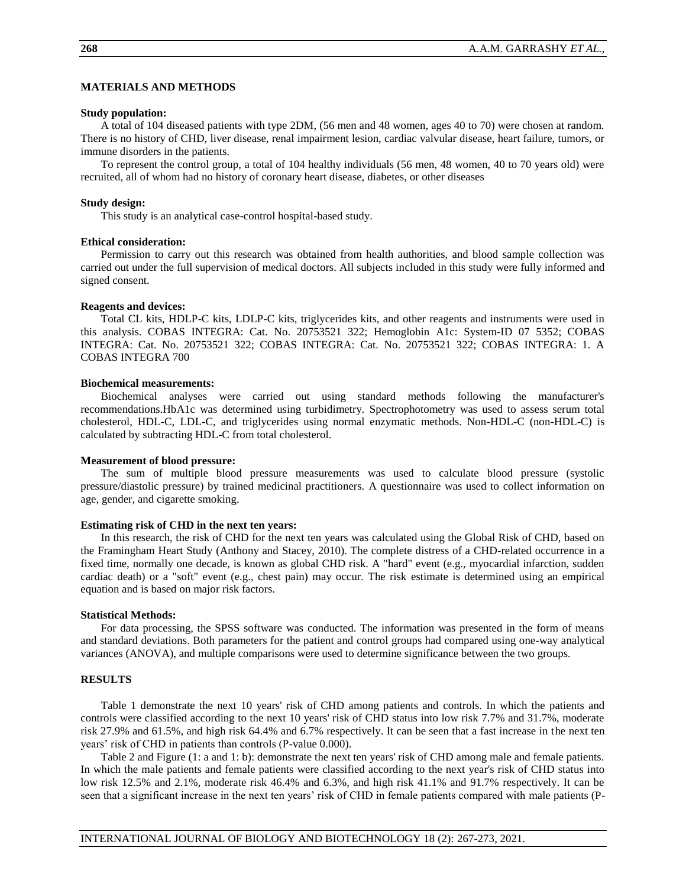## MATERIALS AND METHODS

### Study population:

A total of 104 diseased patients with type 2DM, (56 men and 48 women, ages 40 to 70) were chosen at random. There is no history of CHD, liver disease, renal impairment lesion, cardiac valvular disease, heart failure, tumors, or immune disorders in the patients.

To represent the control group, a total of 104 healthy individuals (56 men, 48 women, 40 to 70 years old) were recruited, all of whom had no history of coronary heart disease, diabetes, or other diseases

### Study design:

This study is an analytical case-control hospital-based study.

### Ethical consideration:

Permission to carry out this research was obtained from health authorities, and blood sample collection was carried out under the full supervision of medical doctors. All subjects included in this study were fully informed and signed consent.

### Reagents and devices:

Total CL kits, HDLP-C kits, LDLP-C kits, triglycerides kits, and other reagents and instruments were used in this analysis. COBAS INTEGRA: Cat. No. 20753521 322; Hemoglobin A1c: System-ID 07 5352; COBAS INTEGRA: Cat. No. 20753521 322; COBAS INTEGRA: Cat. No. 20753521 322; COBAS INTEGRA: 1. A COBAS INTEGRA 700

### Biochemical measurements:

Biochemical analyses were carried out using standard methods following the manufacturer's recommendations.HbA1c was determined using turbidimetry. Spectrophotometry was used to assess serum total cholesterol, HDL-C, LDL-C, and triglycerides using normal enzymatic methods. Non-HDL-C (non-HDL-C) is calculated by subtracting HDL-C from total cholesterol.

### Measurement of blood pressure:

The sum of multiple blood pressure measurements was used to calculate blood pressure (systolic pressure/diastolic pressure) by trained medicinal practitioners. A questionnaire was used to collect information on age, gender, and cigarette smoking.

### Estimating risk of CHD in the next ten years:

In this research, the risk of CHD for the next ten years was calculated using the Global Risk of CHD, based on the Framingham Heart Study (Anthony and Stacey, 2010). The complete distress of a CHD-related occurrence in a fixed time, normally one decade, is known as global CHD risk. A "hard" event (e.g., myocardial infarction, sudden cardiac death) or a "soft" event (e.g., chest pain) may occur. The risk estimate is determined using an empirical equation and is based on major risk factors.

### Statistical Methods:

For data processing, the SPSS software was conducted. The information was presented in the form of means and standard deviations. Both parameters for the patient and control groups had compared using one-way analytical variances (ANOVA), and multiple comparisons were used to determine significance between the two groups.

## RESULTS

Table 1 demonstrate the next 10 years' risk of CHD among patients and controls. In which the patients and controls were classified according to the next 10 years' risk of CHD status into low risk 7.7% and 31.7%, moderate risk 27.9% and 61.5%, and high risk 64.4% and 6.7% respectively. It can be seen that a fast increase in the next ten years' risk of CHD in patients than controls (P-value 0.000).

Table 2 and Figure (1: a and 1: b): demonstrate the next ten years' risk of CHD among male and female patients. In which the male patients and female patients were classified according to the next year's risk of CHD status into low risk 12.5% and 2.1%, moderate risk 46.4% and 6.3%, and high risk 41.1% and 91.7% respectively. It can be seen that a significant increase in the next ten years' risk of CHD in female patients compared with male patients (P-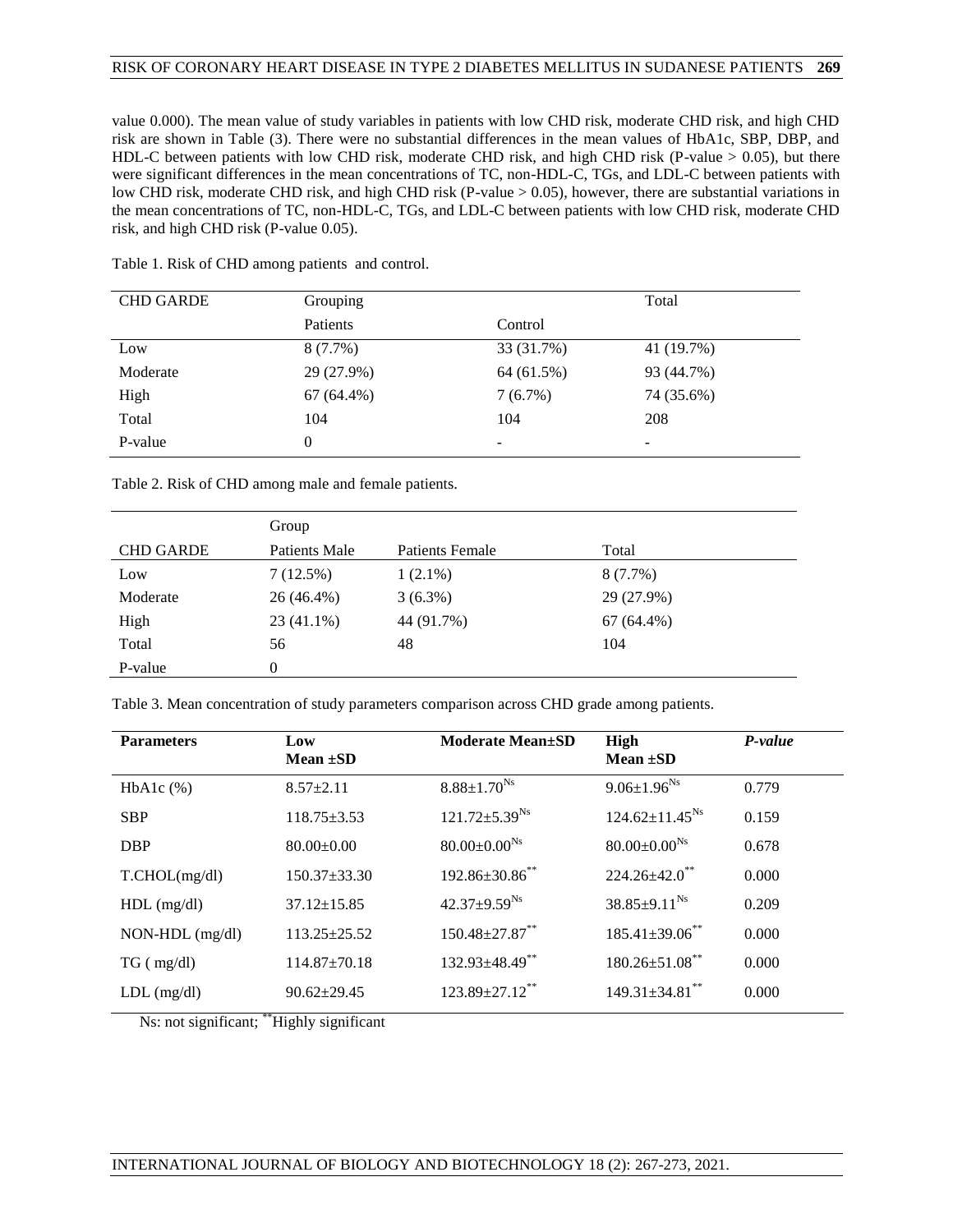value 0.000). The mean value of study variables in patients with low CHD risk, moderate CHD risk, and high CHD risk are shown in Table (3). There were no substantial differences in the mean values of HbA1c, SBP, DBP, and HDL-C between patients with low CHD risk, moderate CHD risk, and high CHD risk (P-value > 0.05), but there were significant differences in the mean concentrations of TC, non-HDL-C, TGs, and LDL-C between patients with low CHD risk, moderate CHD risk, and high CHD risk (P-value > 0.05), however, there are substantial variations in the mean concentrations of TC, non-HDL-C, TGs, and LDL-C between patients with low CHD risk, moderate CHD risk, and high CHD risk (P-value 0.05).

Table 1. Risk of CHD among patients and control.

| CHD GARDE | Grouping | | Total |
|---|---|---|---|
| | Patients | Control | |
| Low | 8 (7.7%) | 33 (31.7%) | 41 (19.7%) |
| Moderate | 29 (27.9%) | 64 (61.5%) | 93 (44.7%) |
| High | 67 (64.4%) | 7 (6.7%) | 74 (35.6%) |
| Total | 104 | 104 | 208 |
| P-value | 0 | - | - |

Table 2. Risk of CHD among male and female patients.

| | Group | | |
|---|---|---|---|
| CHD GARDE | Patients Male | Patients Female | Total |
| Low | 7 (12.5%) | 1 (2.1%) | 8 (7.7%) |
| Moderate | 26 (46.4%) | 3 (6.3%) | 29 (27.9%) |
| High | 23 (41.1%) | 44 (91.7%) | 67 (64.4%) |
| Total | 56 | 48 | 104 |
| P-value | 0 | | |

Table 3. Mean concentration of study parameters comparison across CHD grade among patients.

| **Parameters** | **Low Mean ±SD** | **Moderate Mean±SD** | **High Mean ±SD** | ***P-value*** |
|---|---|---|---|---|
| HbA1c (%) | 8.57±2.11 | 8.88±1.70$^{Ns}$ | 9.06±1.96$^{Ns}$ | 0.779 |
| SBP | 118.75±3.53 | 121.72±5.39$^{Ns}$ | 124.62±11.45$^{Ns}$ | 0.159 |
| DBP | 80.00±0.00 | 80.00±0.00$^{Ns}$ | 80.00±0.00$^{Ns}$ | 0.678 |
| T.CHOL(mg/dl) | 150.37±33.30 | 192.86±30.86$^{**}$ | 224.26±42.0$^{**}$ | 0.000 |
| HDL (mg/dl) | 37.12±15.85 | 42.37±9.59$^{Ns}$ | 38.85±9.11$^{Ns}$ | 0.209 |
| NON-HDL (mg/dl) | 113.25±25.52 | 150.48±27.87$^{**}$ | 185.41±39.06$^{**}$ | 0.000 |
| TG ( mg/dl) | 114.87±70.18 | 132.93±48.49$^{**}$ | 180.26±51.08$^{**}$ | 0.000 |
| LDL (mg/dl) | 90.62±29.45 | 123.89±27.12$^{**}$ | 149.31±34.81$^{**}$ | 0.000 |

Ns: not significant; **Highly significant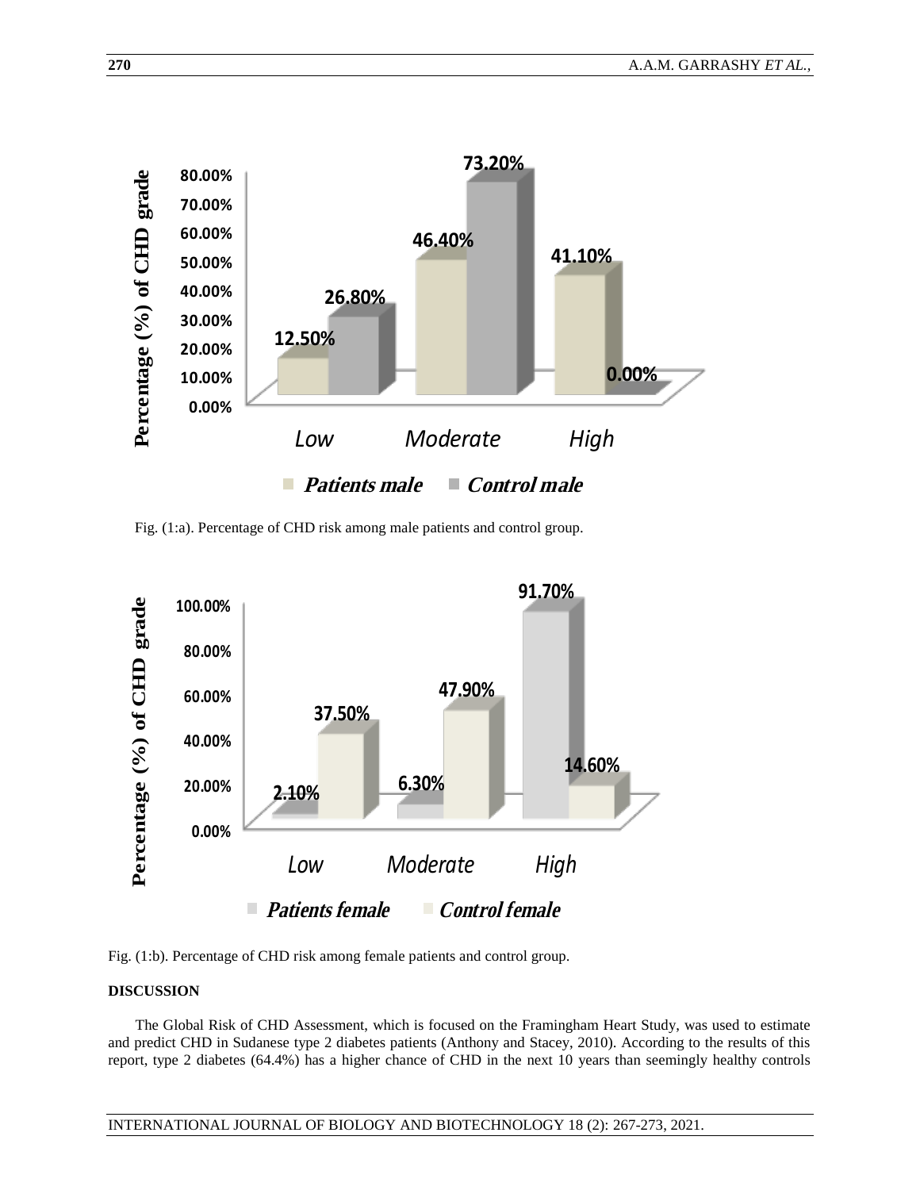Fig. (1:a). Percentage of CHD risk among male patients and control group.

Fig. (1:b). Percentage of CHD risk among female patients and control group.

## DISCUSSION

The Global Risk of CHD Assessment, which is focused on the Framingham Heart Study, was used to estimate and predict CHD in Sudanese type 2 diabetes patients (Anthony and Stacey, 2010). According to the results of this report, type 2 diabetes (64.4%) has a higher chance of CHD in the next 10 years than seemingly healthy controls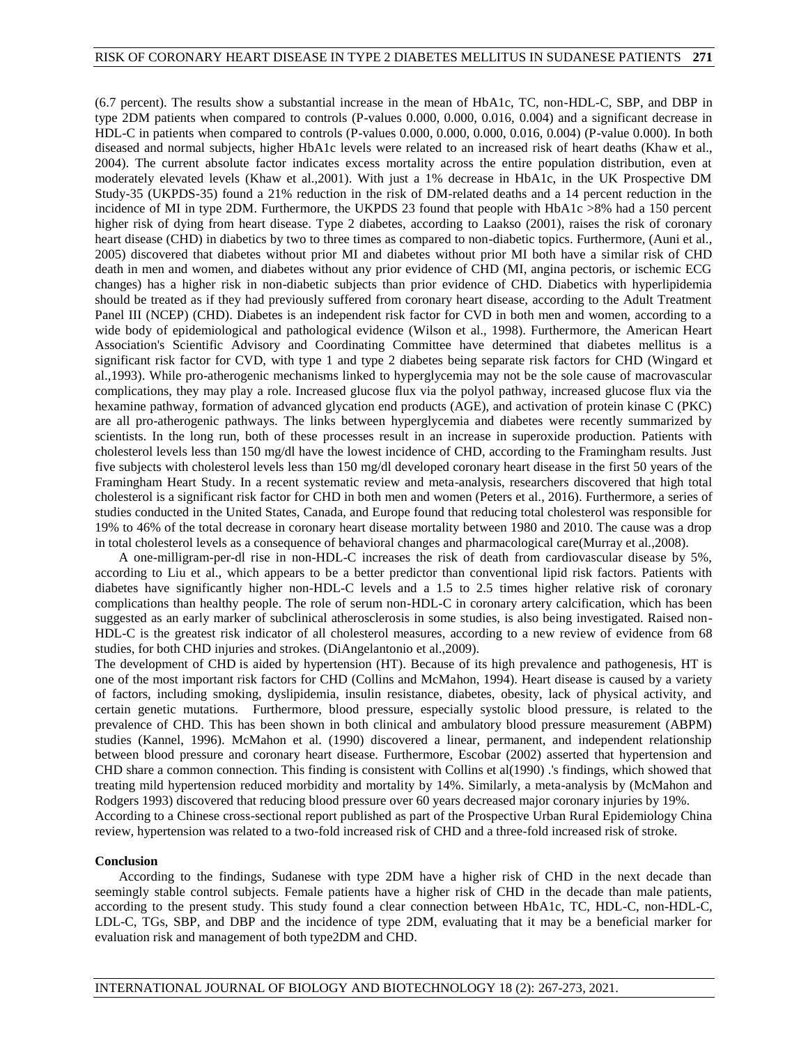(6.7 percent). The results show a substantial increase in the mean of HbA1c, TC, non-HDL-C, SBP, and DBP in type 2DM patients when compared to controls (P-values 0.000, 0.000, 0.016, 0.004) and a significant decrease in HDL-C in patients when compared to controls (P-values 0.000, 0.000, 0.000, 0.016, 0.004) (P-value 0.000). In both diseased and normal subjects, higher HbA1c levels were related to an increased risk of heart deaths (Khaw et al., 2004). The current absolute factor indicates excess mortality across the entire population distribution, even at moderately elevated levels (Khaw et al.,2001). With just a 1% decrease in HbA1c, in the UK Prospective DM Study-35 (UKPDS-35) found a 21% reduction in the risk of DM-related deaths and a 14 percent reduction in the incidence of MI in type 2DM. Furthermore, the UKPDS 23 found that people with HbA1c >8% had a 150 percent higher risk of dying from heart disease. Type 2 diabetes, according to Laakso (2001), raises the risk of coronary heart disease (CHD) in diabetics by two to three times as compared to non-diabetic topics. Furthermore, (Auni et al., 2005) discovered that diabetes without prior MI and diabetes without prior MI both have a similar risk of CHD death in men and women, and diabetes without any prior evidence of CHD (MI, angina pectoris, or ischemic ECG changes) has a higher risk in non-diabetic subjects than prior evidence of CHD. Diabetics with hyperlipidemia should be treated as if they had previously suffered from coronary heart disease, according to the Adult Treatment Panel III (NCEP) (CHD). Diabetes is an independent risk factor for CVD in both men and women, according to a wide body of epidemiological and pathological evidence (Wilson et al., 1998). Furthermore, the American Heart Association's Scientific Advisory and Coordinating Committee have determined that diabetes mellitus is a significant risk factor for CVD, with type 1 and type 2 diabetes being separate risk factors for CHD (Wingard et al.,1993). While pro-atherogenic mechanisms linked to hyperglycemia may not be the sole cause of macrovascular complications, they may play a role. Increased glucose flux via the polyol pathway, increased glucose flux via the hexamine pathway, formation of advanced glycation end products (AGE), and activation of protein kinase C (PKC) are all pro-atherogenic pathways. The links between hyperglycemia and diabetes were recently summarized by scientists. In the long run, both of these processes result in an increase in superoxide production. Patients with cholesterol levels less than 150 mg/dl have the lowest incidence of CHD, according to the Framingham results. Just five subjects with cholesterol levels less than 150 mg/dl developed coronary heart disease in the first 50 years of the Framingham Heart Study. In a recent systematic review and meta-analysis, researchers discovered that high total cholesterol is a significant risk factor for CHD in both men and women (Peters et al., 2016). Furthermore, a series of studies conducted in the United States, Canada, and Europe found that reducing total cholesterol was responsible for 19% to 46% of the total decrease in coronary heart disease mortality between 1980 and 2010. The cause was a drop in total cholesterol levels as a consequence of behavioral changes and pharmacological care(Murray et al.,2008).

A one-milligram-per-dl rise in non-HDL-C increases the risk of death from cardiovascular disease by 5%, according to Liu et al., which appears to be a better predictor than conventional lipid risk factors. Patients with diabetes have significantly higher non-HDL-C levels and a 1.5 to 2.5 times higher relative risk of coronary complications than healthy people. The role of serum non-HDL-C in coronary artery calcification, which has been suggested as an early marker of subclinical atherosclerosis in some studies, is also being investigated. Raised non-HDL-C is the greatest risk indicator of all cholesterol measures, according to a new review of evidence from 68 studies, for both CHD injuries and strokes. (DiAngelantonio et al.,2009).

The development of CHD is aided by hypertension (HT). Because of its high prevalence and pathogenesis, HT is one of the most important risk factors for CHD (Collins and McMahon, 1994). Heart disease is caused by a variety of factors, including smoking, dyslipidemia, insulin resistance, diabetes, obesity, lack of physical activity, and certain genetic mutations. Furthermore, blood pressure, especially systolic blood pressure, is related to the prevalence of CHD. This has been shown in both clinical and ambulatory blood pressure measurement (ABPM) studies (Kannel, 1996). McMahon et al. (1990) discovered a linear, permanent, and independent relationship between blood pressure and coronary heart disease. Furthermore, Escobar (2002) asserted that hypertension and CHD share a common connection. This finding is consistent with Collins et al(1990) .'s findings, which showed that treating mild hypertension reduced morbidity and mortality by 14%. Similarly, a meta-analysis by (McMahon and Rodgers 1993) discovered that reducing blood pressure over 60 years decreased major coronary injuries by 19%.

According to a Chinese cross-sectional report published as part of the Prospective Urban Rural Epidemiology China review, hypertension was related to a two-fold increased risk of CHD and a three-fold increased risk of stroke.

**Conclusion**

According to the findings, Sudanese with type 2DM have a higher risk of CHD in the next decade than seemingly stable control subjects. Female patients have a higher risk of CHD in the decade than male patients, according to the present study. This study found a clear connection between HbA1c, TC, HDL-C, non-HDL-C, LDL-C, TGs, SBP, and DBP and the incidence of type 2DM, evaluating that it may be a beneficial marker for evaluation risk and management of both type2DM and CHD.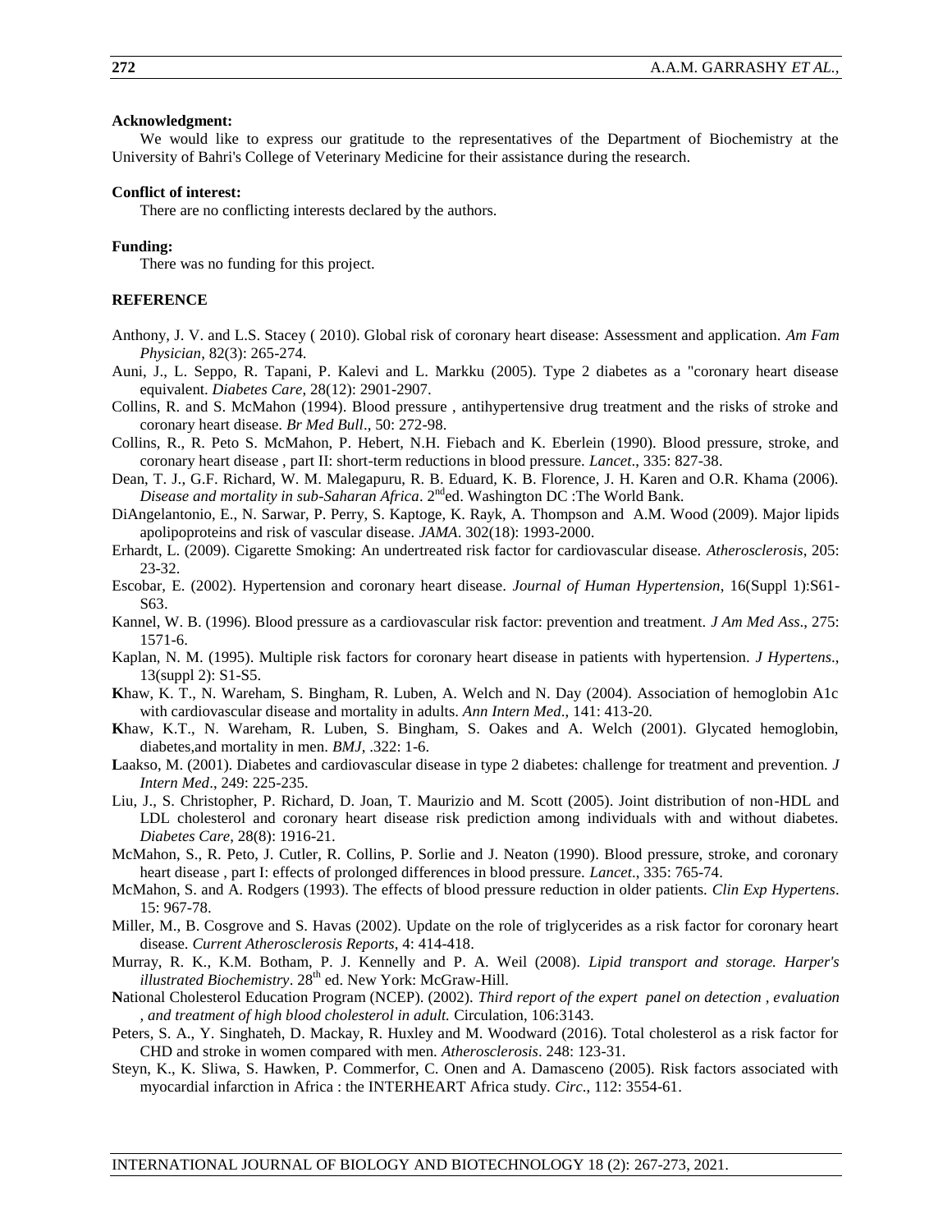### Acknowledgment:

We would like to express our gratitude to the representatives of the Department of Biochemistry at the University of Bahri's College of Veterinary Medicine for their assistance during the research.

### Conflict of interest:

There are no conflicting interests declared by the authors.

### Funding:

There was no funding for this project.

## REFERENCE

Anthony, J. V. and L.S. Stacey ( 2010). Global risk of coronary heart disease: Assessment and application. *Am Fam Physician*, 82(3): 265-274.

Auni, J., L. Seppo, R. Tapani, P. Kalevi and L. Markku (2005). Type 2 diabetes as a "coronary heart disease equivalent. *Diabetes Care*, 28(12): 2901-2907.

Collins, R. and S. McMahon (1994). Blood pressure , antihypertensive drug treatment and the risks of stroke and coronary heart disease. *Br Med Bull*., 50: 272-98.

Collins, R., R. Peto S. McMahon, P. Hebert, N.H. Fiebach and K. Eberlein (1990). Blood pressure, stroke, and coronary heart disease , part II: short-term reductions in blood pressure. *Lancet*., 335: 827-38.

Dean, T. J., G.F. Richard, W. M. Malegapuru, R. B. Eduard, K. B. Florence, J. H. Karen and O.R. Khama (2006). *Disease and mortality in sub-Saharan Africa*. 2nd ed. Washington DC :The World Bank.

DiAngelantonio, E., N. Sarwar, P. Perry, S. Kaptoge, K. Rayk, A. Thompson and A.M. Wood (2009). Major lipids apolipoproteins and risk of vascular disease. *JAMA*. 302(18): 1993-2000.

Erhardt, L. (2009). Cigarette Smoking: An undertreated risk factor for cardiovascular disease. *Atherosclerosis*, 205: 23-32.

Escobar, E. (2002). Hypertension and coronary heart disease. *Journal of Human Hypertension*, 16(Suppl 1):S61-S63.

Kannel, W. B. (1996). Blood pressure as a cardiovascular risk factor: prevention and treatment. *J Am Med Ass*., 275: 1571-6.

Kaplan, N. M. (1995). Multiple risk factors for coronary heart disease in patients with hypertension. *J Hypertens*., 13(suppl 2): S1-S5.

Khaw, K. T., N. Wareham, S. Bingham, R. Luben, A. Welch and N. Day (2004). Association of hemoglobin A1c with cardiovascular disease and mortality in adults. *Ann Intern Med*., 141: 413-20.

Khaw, K.T., N. Wareham, R. Luben, S. Bingham, S. Oakes and A. Welch (2001). Glycated hemoglobin, diabetes,and mortality in men. *BMJ*, .322: 1-6.

Laakso, M. (2001). Diabetes and cardiovascular disease in type 2 diabetes: challenge for treatment and prevention. *J Intern Med*., 249: 225-235.

Liu, J., S. Christopher, P. Richard, D. Joan, T. Maurizio and M. Scott (2005). Joint distribution of non-HDL and LDL cholesterol and coronary heart disease risk prediction among individuals with and without diabetes. *Diabetes Care*, 28(8): 1916-21.

McMahon, S., R. Peto, J. Cutler, R. Collins, P. Sorlie and J. Neaton (1990). Blood pressure, stroke, and coronary heart disease , part I: effects of prolonged differences in blood pressure. *Lancet*., 335: 765-74.

McMahon, S. and A. Rodgers (1993). The effects of blood pressure reduction in older patients. *Clin Exp Hypertens*. 15: 967-78.

Miller, M., B. Cosgrove and S. Havas (2002). Update on the role of triglycerides as a risk factor for coronary heart disease. *Current Atherosclerosis Reports*, 4: 414-418.

Murray, R. K., K.M. Botham, P. J. Kennelly and P. A. Weil (2008). *Lipid transport and storage. Harper's illustrated Biochemistry*. 28th ed. New York: McGraw-Hill.

National Cholesterol Education Program (NCEP). (2002). *Third report of the expert panel on detection , evaluation , and treatment of high blood cholesterol in adult.* Circulation, 106:3143.

Peters, S. A., Y. Singhateh, D. Mackay, R. Huxley and M. Woodward (2016). Total cholesterol as a risk factor for CHD and stroke in women compared with men. *Atherosclerosis*. 248: 123-31.

Steyn, K., K. Sliwa, S. Hawken, P. Commerfor, C. Onen and A. Damasceno (2005). Risk factors associated with myocardial infarction in Africa : the INTERHEART Africa study. *Circ*., 112: 3554-61.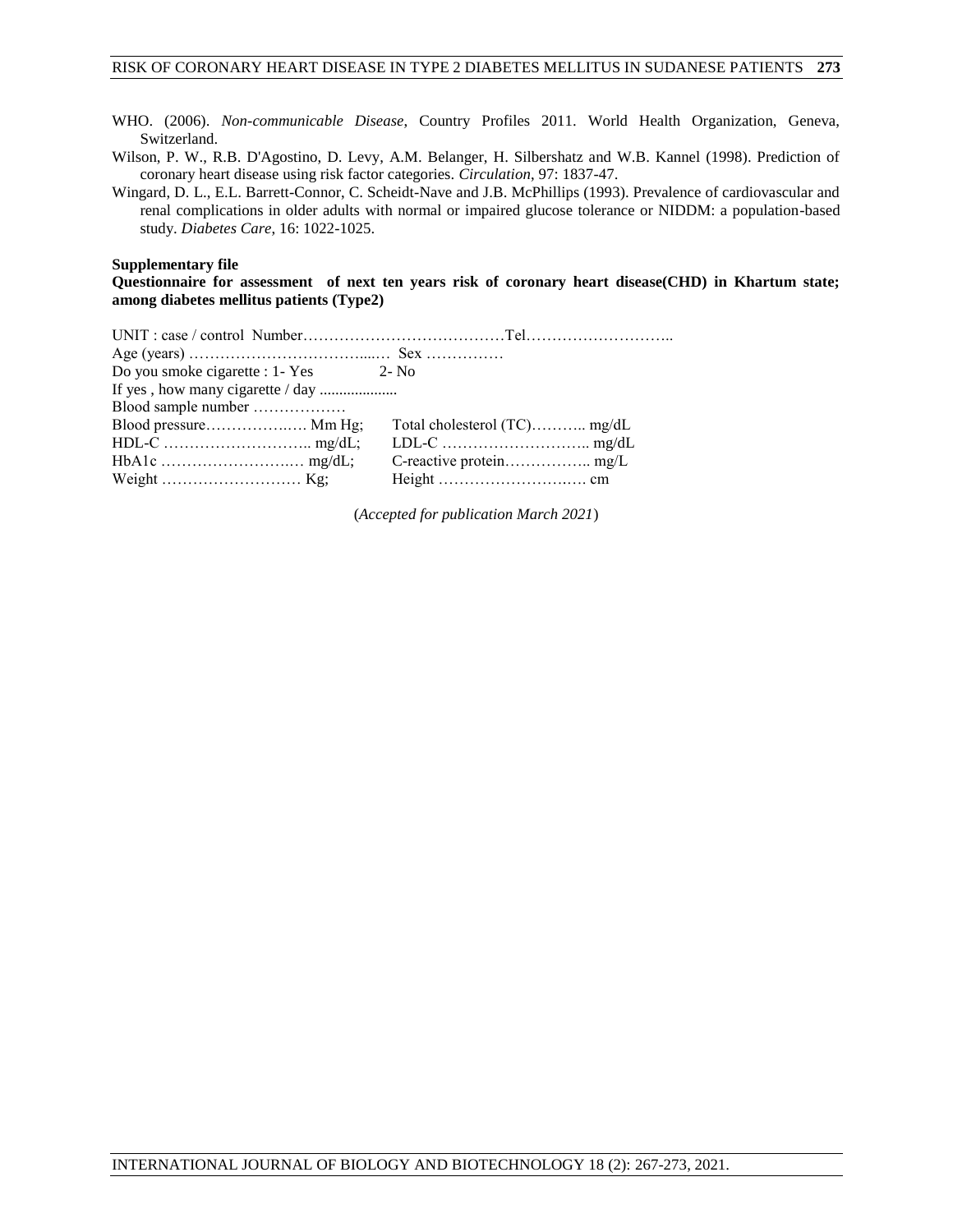WHO. (2006). *Non-communicable Disease*, Country Profiles 2011. World Health Organization, Geneva, Switzerland.

Wilson, P. W., R.B. D'Agostino, D. Levy, A.M. Belanger, H. Silbershatz and W.B. Kannel (1998). Prediction of coronary heart disease using risk factor categories. *Circulation*, 97: 1837-47.

Wingard, D. L., E.L. Barrett-Connor, C. Scheidt-Nave and J.B. McPhillips (1993). Prevalence of cardiovascular and renal complications in older adults with normal or impaired glucose tolerance or NIDDM: a population-based study. *Diabetes Care*, 16: 1022-1025.

**Supplementary file**

**Questionnaire for assessment of next ten years risk of coronary heart disease(CHD) in Khartum state; among diabetes mellitus patients (Type2)**

UNIT : case / control Number…………………………………Tel………………………..

Age (years) ……………………………...… Sex ……………

Do you smoke cigarette : 1- Yes 2- No

If yes , how many cigarette / day ....................

Blood sample number ………………

| | |
|---|---|
| Blood pressure……………..…. Mm Hg; | Total cholesterol (TC)……….. mg/dL |
| HDL-C ……………………….. mg/dL; | LDL-C ……………………….. mg/dL |
| HbA1c ……………………..… mg/dL; | C-reactive protein…………….. mg/L |
| Weight ……………………… Kg; | Height ……………………..…. cm |

(*Accepted for publication March 2021*)